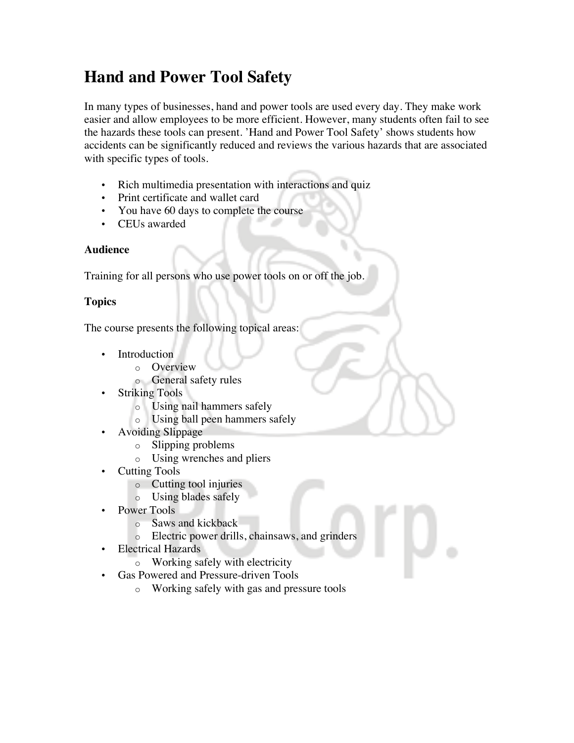# Hand and Power Tool Safety

In many types of businesses, hand and power tools are used every day. They make work easier and allow employees to be more efficient. However, many students often fail to see the hazards these tools can present. 'Hand and Power Tool Safety' shows students how accidents can be significantly reduced and reviews the various hazards that are associated with specific types of tools.

- Rich multimedia presentation with interactions and quiz
- Print certificate and wallet card
- You have 60 days to complete the course
- CEUs awarded

**Audience**

Training for all persons who use power tools on or off the job.

**Topics**

The course presents the following topical areas:

- Introduction
  - Overview
  - General safety rules
- Striking Tools
  - Using nail hammers safely
  - Using ball peen hammers safely
- Avoiding Slippage
  - Slipping problems
  - Using wrenches and pliers
- Cutting Tools
  - Cutting tool injuries
  - Using blades safely
- Power Tools
  - Saws and kickback
  - Electric power drills, chainsaws, and grinders
- Electrical Hazards
  - Working safely with electricity
- Gas Powered and Pressure-driven Tools
  - Working safely with gas and pressure tools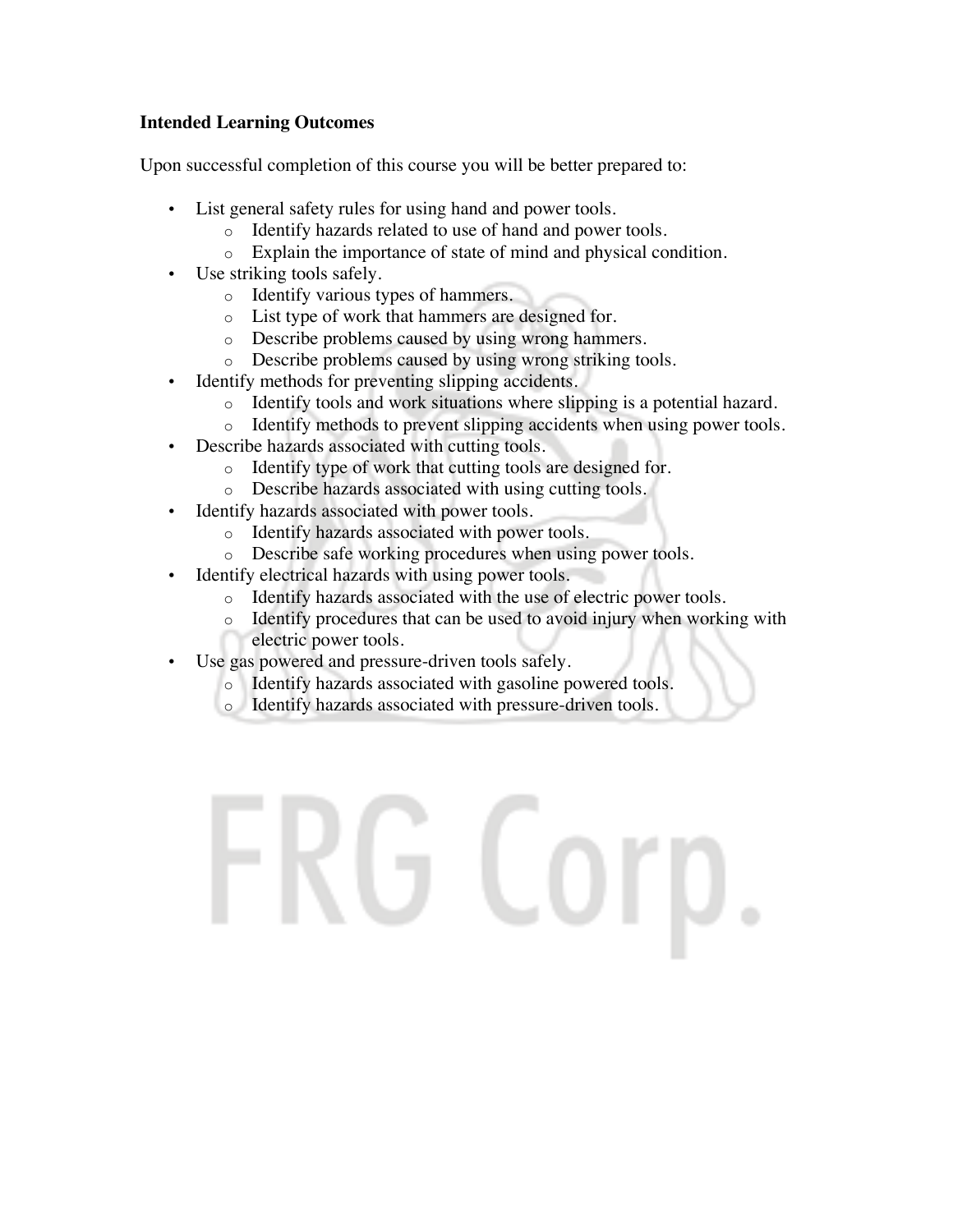**Intended Learning Outcomes**

Upon successful completion of this course you will be better prepared to:

- List general safety rules for using hand and power tools.
  - Identify hazards related to use of hand and power tools.
  - Explain the importance of state of mind and physical condition.
- Use striking tools safely.
  - Identify various types of hammers.
  - List type of work that hammers are designed for.
  - Describe problems caused by using wrong hammers.
  - Describe problems caused by using wrong striking tools.
- Identify methods for preventing slipping accidents.
  - Identify tools and work situations where slipping is a potential hazard.
  - Identify methods to prevent slipping accidents when using power tools.
- Describe hazards associated with cutting tools.
  - Identify type of work that cutting tools are designed for.
  - Describe hazards associated with using cutting tools.
- Identify hazards associated with power tools.
  - Identify hazards associated with power tools.
  - Describe safe working procedures when using power tools.
- Identify electrical hazards with using power tools.
  - Identify hazards associated with the use of electric power tools.
  - Identify procedures that can be used to avoid injury when working with electric power tools.
- Use gas powered and pressure-driven tools safely.
  - Identify hazards associated with gasoline powered tools.
  - Identify hazards associated with pressure-driven tools.